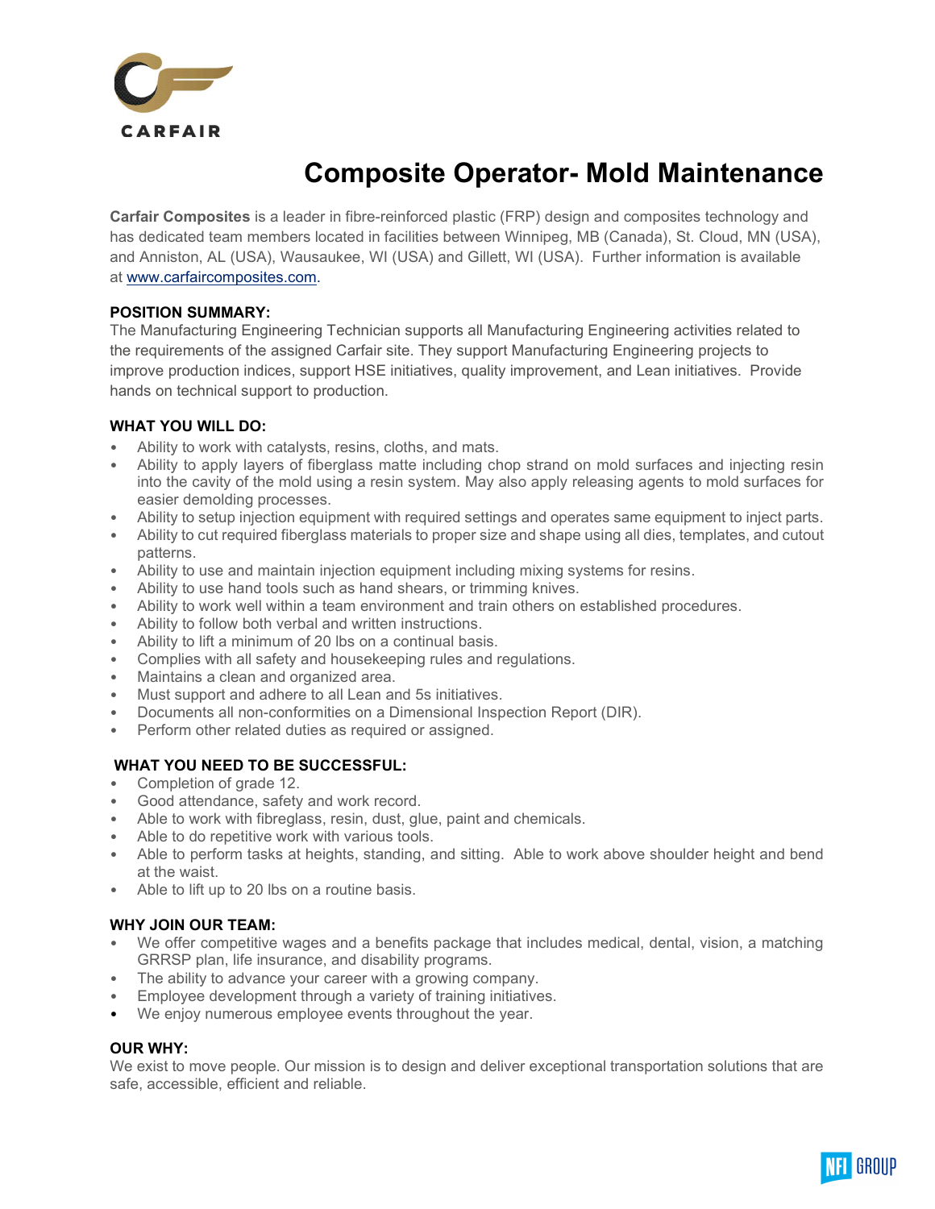CARFAIR

# Composite Operator- Mold Maintenance

**Carfair Composites** is a leader in fibre-reinforced plastic (FRP) design and composites technology and has dedicated team members located in facilities between Winnipeg, MB (Canada), St. Cloud, MN (USA), and Anniston, AL (USA), Wausaukee, WI (USA) and Gillett, WI (USA). Further information is available at www.carfaircomposites.com.

**POSITION SUMMARY:**
The Manufacturing Engineering Technician supports all Manufacturing Engineering activities related to the requirements of the assigned Carfair site. They support Manufacturing Engineering projects to improve production indices, support HSE initiatives, quality improvement, and Lean initiatives. Provide hands on technical support to production.

**WHAT YOU WILL DO:**

- Ability to work with catalysts, resins, cloths, and mats.
- Ability to apply layers of fiberglass matte including chop strand on mold surfaces and injecting resin into the cavity of the mold using a resin system. May also apply releasing agents to mold surfaces for easier demolding processes.
- Ability to setup injection equipment with required settings and operates same equipment to inject parts.
- Ability to cut required fiberglass materials to proper size and shape using all dies, templates, and cutout patterns.
- Ability to use and maintain injection equipment including mixing systems for resins.
- Ability to use hand tools such as hand shears, or trimming knives.
- Ability to work well within a team environment and train others on established procedures.
- Ability to follow both verbal and written instructions.
- Ability to lift a minimum of 20 lbs on a continual basis.
- Complies with all safety and housekeeping rules and regulations.
- Maintains a clean and organized area.
- Must support and adhere to all Lean and 5s initiatives.
- Documents all non-conformities on a Dimensional Inspection Report (DIR).
- Perform other related duties as required or assigned.

**WHAT YOU NEED TO BE SUCCESSFUL:**

- Completion of grade 12.
- Good attendance, safety and work record.
- Able to work with fibreglass, resin, dust, glue, paint and chemicals.
- Able to do repetitive work with various tools.
- Able to perform tasks at heights, standing, and sitting. Able to work above shoulder height and bend at the waist.
- Able to lift up to 20 lbs on a routine basis.

**WHY JOIN OUR TEAM:**

- We offer competitive wages and a benefits package that includes medical, dental, vision, a matching GRRSP plan, life insurance, and disability programs.
- The ability to advance your career with a growing company.
- Employee development through a variety of training initiatives.
- We enjoy numerous employee events throughout the year.

**OUR WHY:**
We exist to move people. Our mission is to design and deliver exceptional transportation solutions that are safe, accessible, efficient and reliable.

NFI GROUP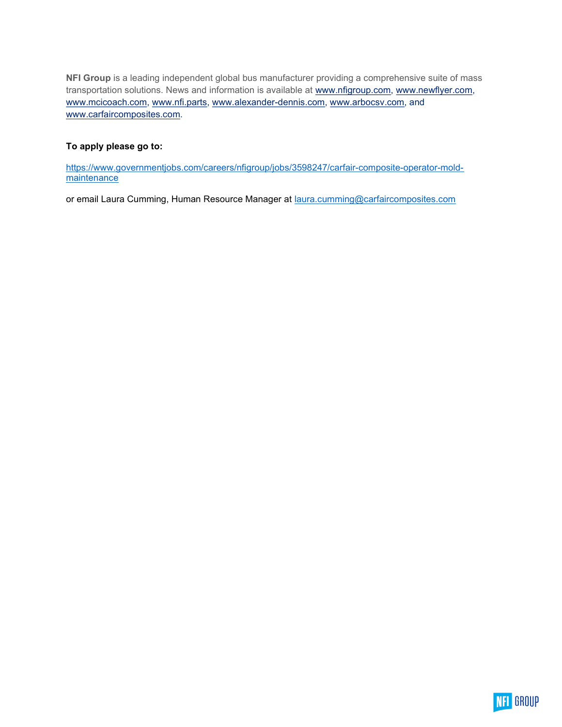**NFI Group** is a leading independent global bus manufacturer providing a comprehensive suite of mass transportation solutions. News and information is available at www.nfigroup.com, www.newflyer.com, www.mcicoach.com, www.nfi.parts, www.alexander-dennis.com, www.arbocsv.com, and www.carfaircomposites.com.

**To apply please go to:**

https://www.governmentjobs.com/careers/nfigroup/jobs/3598247/carfair-composite-operator-mold-maintenance

or email Laura Cumming, Human Resource Manager at laura.cumming@carfaircomposites.com